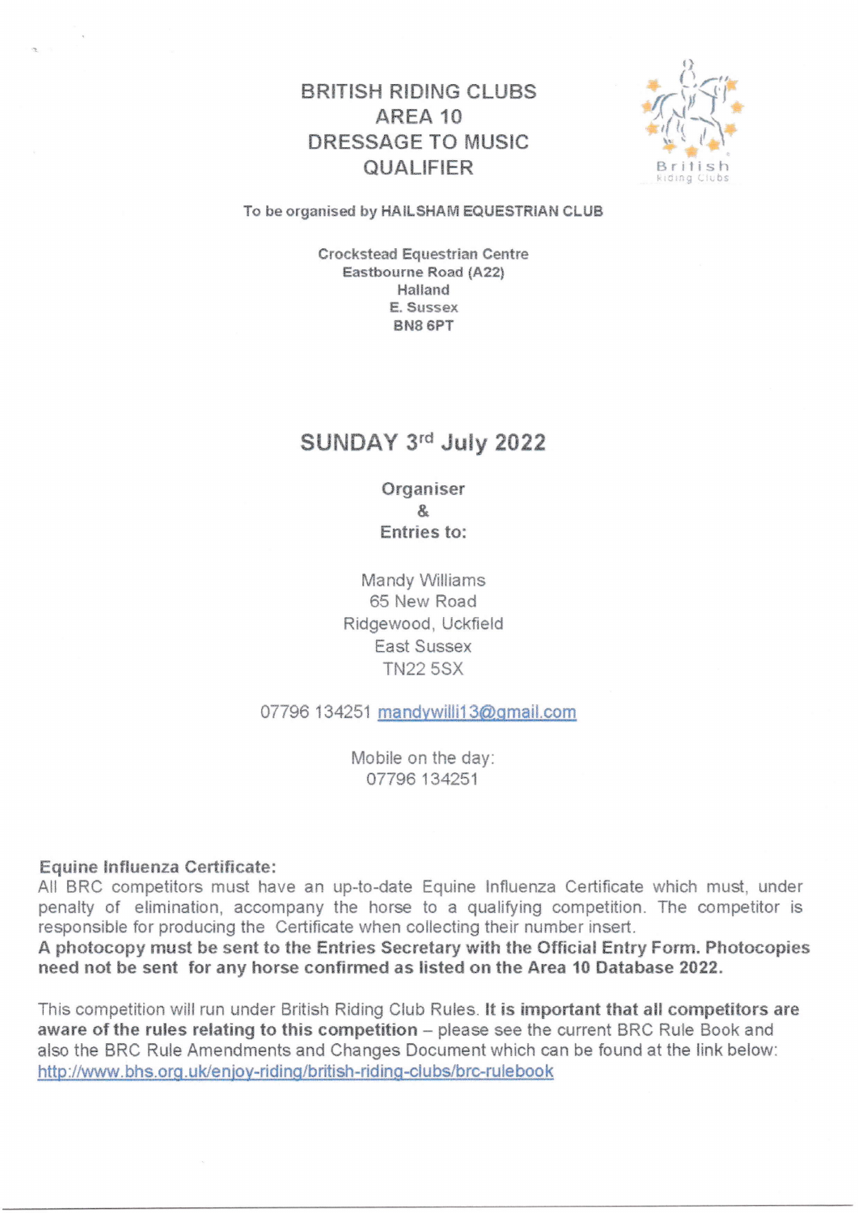# BRITISH RIDING CLUBS AREA 10 DRESSAGE TO MUSIC QUALIFIER

To be organised by **HAILSHAM EQUESTRIAN CLUB**

**Crockstead Equestrian Centre**
**Eastbourne Road (A22)**
**Halland**
**E. Sussex**
**BN8 6PT**

## SUNDAY 3rd July 2022

**Organiser**
**&**
**Entries to:**

Mandy Williams
65 New Road
Ridgewood, Uckfield
East Sussex
TN22 5SX

07796 134251 mandywilli13@gmail.com

Mobile on the day:
07796 134251

**Equine Influenza Certificate:**
All BRC competitors must have an up-to-date Equine Influenza Certificate which must, under penalty of elimination, accompany the horse to a qualifying competition. The competitor is responsible for producing the Certificate when collecting their number insert.
**A photocopy must be sent to the Entries Secretary with the Official Entry Form. Photocopies need not be sent for any horse confirmed as listed on the Area 10 Database 2022.**

This competition will run under British Riding Club Rules. **It is important that all competitors are aware of the rules relating to this competition** – please see the current BRC Rule Book and also the BRC Rule Amendments and Changes Document which can be found at the link below:
http://www.bhs.org.uk/enjoy-riding/british-riding-clubs/brc-rulebook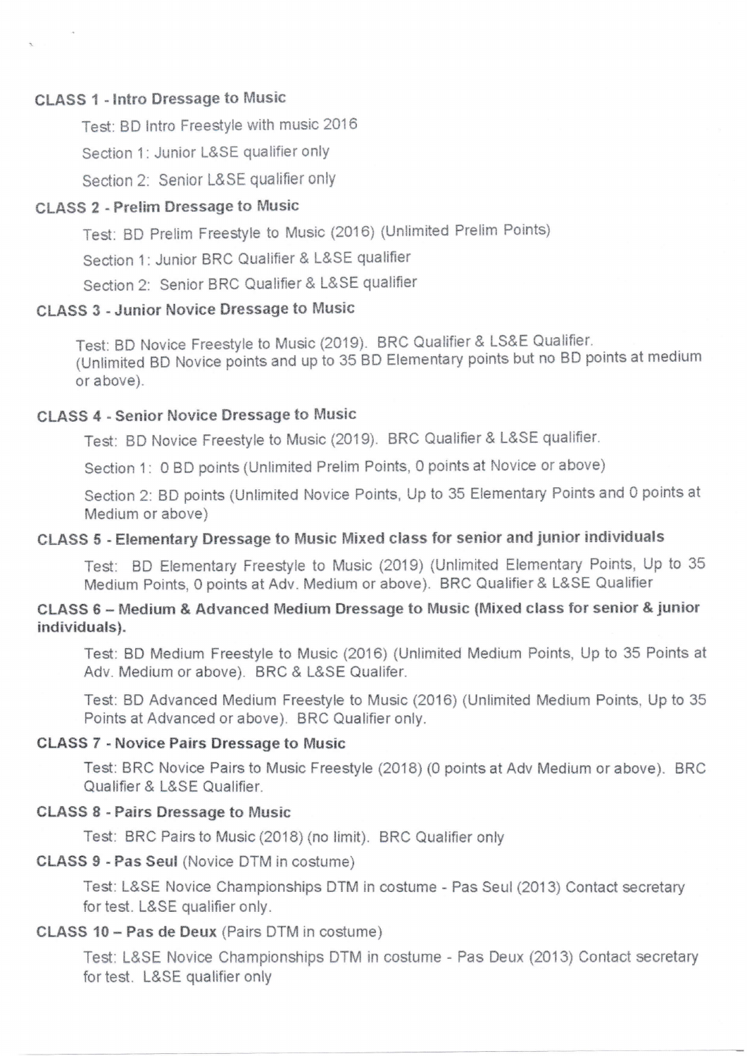## CLASS 1 - Intro Dressage to Music

Test: BD Intro Freestyle with music 2016

Section 1: Junior L&SE qualifier only

Section 2: Senior L&SE qualifier only

## CLASS 2 - Prelim Dressage to Music

Test: BD Prelim Freestyle to Music (2016) (Unlimited Prelim Points)

Section 1: Junior BRC Qualifier & L&SE qualifier

Section 2: Senior BRC Qualifier & L&SE qualifier

## CLASS 3 - Junior Novice Dressage to Music

Test: BD Novice Freestyle to Music (2019). BRC Qualifier & LS&E Qualifier. (Unlimited BD Novice points and up to 35 BD Elementary points but no BD points at medium or above).

## CLASS 4 - Senior Novice Dressage to Music

Test: BD Novice Freestyle to Music (2019). BRC Qualifier & L&SE qualifier.

Section 1: 0 BD points (Unlimited Prelim Points, 0 points at Novice or above)

Section 2: BD points (Unlimited Novice Points, Up to 35 Elementary Points and 0 points at Medium or above)

## CLASS 5 - Elementary Dressage to Music Mixed class for senior and junior individuals

Test: BD Elementary Freestyle to Music (2019) (Unlimited Elementary Points, Up to 35 Medium Points, 0 points at Adv. Medium or above). BRC Qualifier & L&SE Qualifier

## CLASS 6 – Medium & Advanced Medium Dressage to Music (Mixed class for senior & junior individuals).

Test: BD Medium Freestyle to Music (2016) (Unlimited Medium Points, Up to 35 Points at Adv. Medium or above). BRC & L&SE Qualifer.

Test: BD Advanced Medium Freestyle to Music (2016) (Unlimited Medium Points, Up to 35 Points at Advanced or above). BRC Qualifier only.

## CLASS 7 - Novice Pairs Dressage to Music

Test: BRC Novice Pairs to Music Freestyle (2018) (0 points at Adv Medium or above). BRC Qualifier & L&SE Qualifier.

## CLASS 8 - Pairs Dressage to Music

Test: BRC Pairs to Music (2018) (no limit). BRC Qualifier only

## CLASS 9 - Pas Seul (Novice DTM in costume)

Test: L&SE Novice Championships DTM in costume - Pas Seul (2013) Contact secretary for test. L&SE qualifier only.

## CLASS 10 – Pas de Deux (Pairs DTM in costume)

Test: L&SE Novice Championships DTM in costume - Pas Deux (2013) Contact secretary for test. L&SE qualifier only